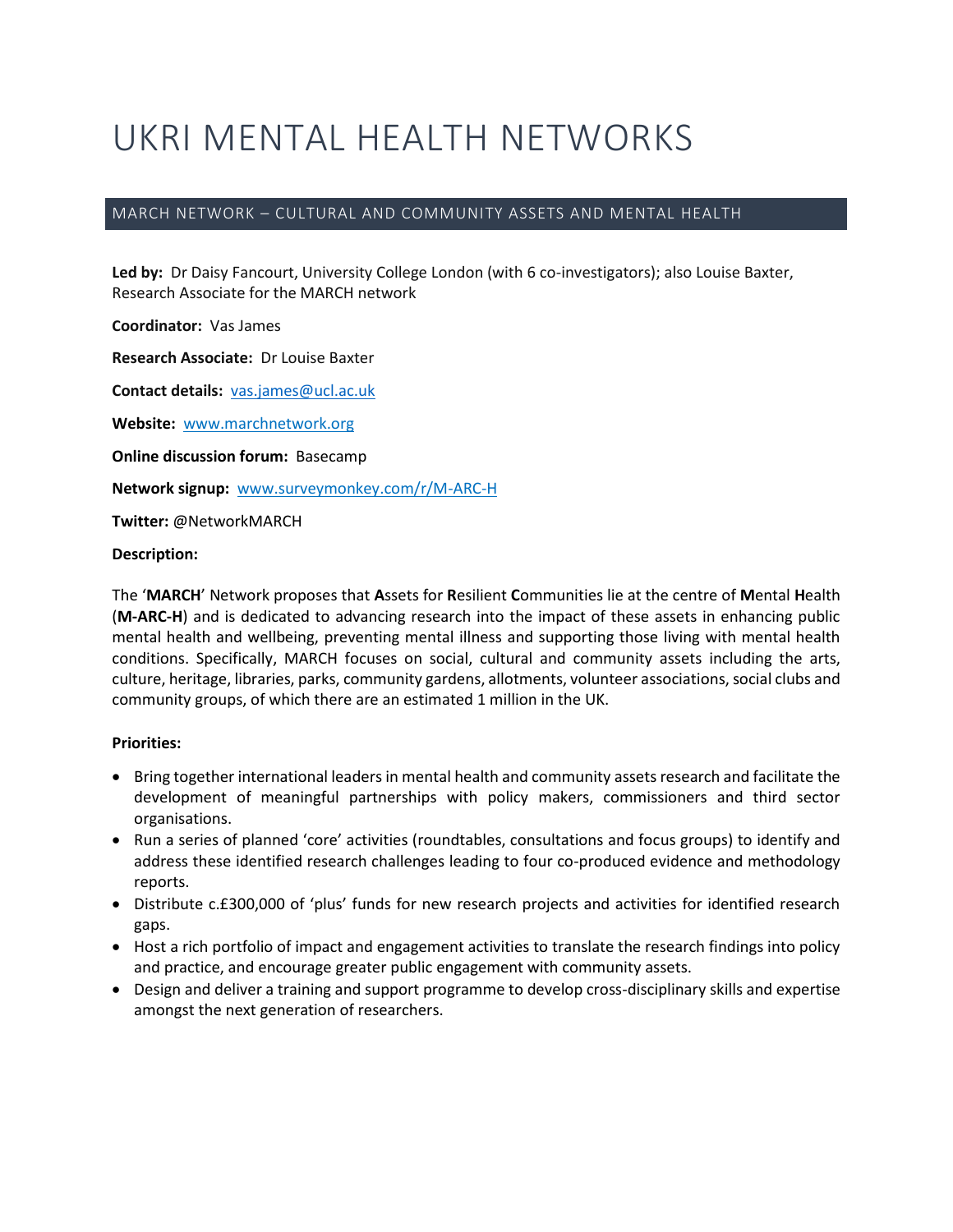# UKRI MENTAL HEALTH NETWORKS

## MARCH NETWORK – CULTURAL AND COMMUNITY ASSETS AND MENTAL HEALTH

**Led by:** Dr Daisy Fancourt, University College London (with 6 co-investigators); also Louise Baxter, Research Associate for the MARCH network

**Coordinator:** Vas James

**Research Associate:** Dr Louise Baxter

**Contact details:** vas.james@ucl.ac.uk

**Website:** www.marchnetwork.org

**Online discussion forum:** Basecamp

**Network signup:** www.surveymonkey.com/r/M-ARC-H

**Twitter:** @NetworkMARCH

**Description:**

The '**MARCH**' Network proposes that **A**ssets for **R**esilient **C**ommunities lie at the centre of **M**ental **H**ealth (**M-ARC-H**) and is dedicated to advancing research into the impact of these assets in enhancing public mental health and wellbeing, preventing mental illness and supporting those living with mental health conditions. Specifically, MARCH focuses on social, cultural and community assets including the arts, culture, heritage, libraries, parks, community gardens, allotments, volunteer associations, social clubs and community groups, of which there are an estimated 1 million in the UK.

**Priorities:**

- Bring together international leaders in mental health and community assets research and facilitate the development of meaningful partnerships with policy makers, commissioners and third sector organisations.
- Run a series of planned 'core' activities (roundtables, consultations and focus groups) to identify and address these identified research challenges leading to four co-produced evidence and methodology reports.
- Distribute c.£300,000 of 'plus' funds for new research projects and activities for identified research gaps.
- Host a rich portfolio of impact and engagement activities to translate the research findings into policy and practice, and encourage greater public engagement with community assets.
- Design and deliver a training and support programme to develop cross-disciplinary skills and expertise amongst the next generation of researchers.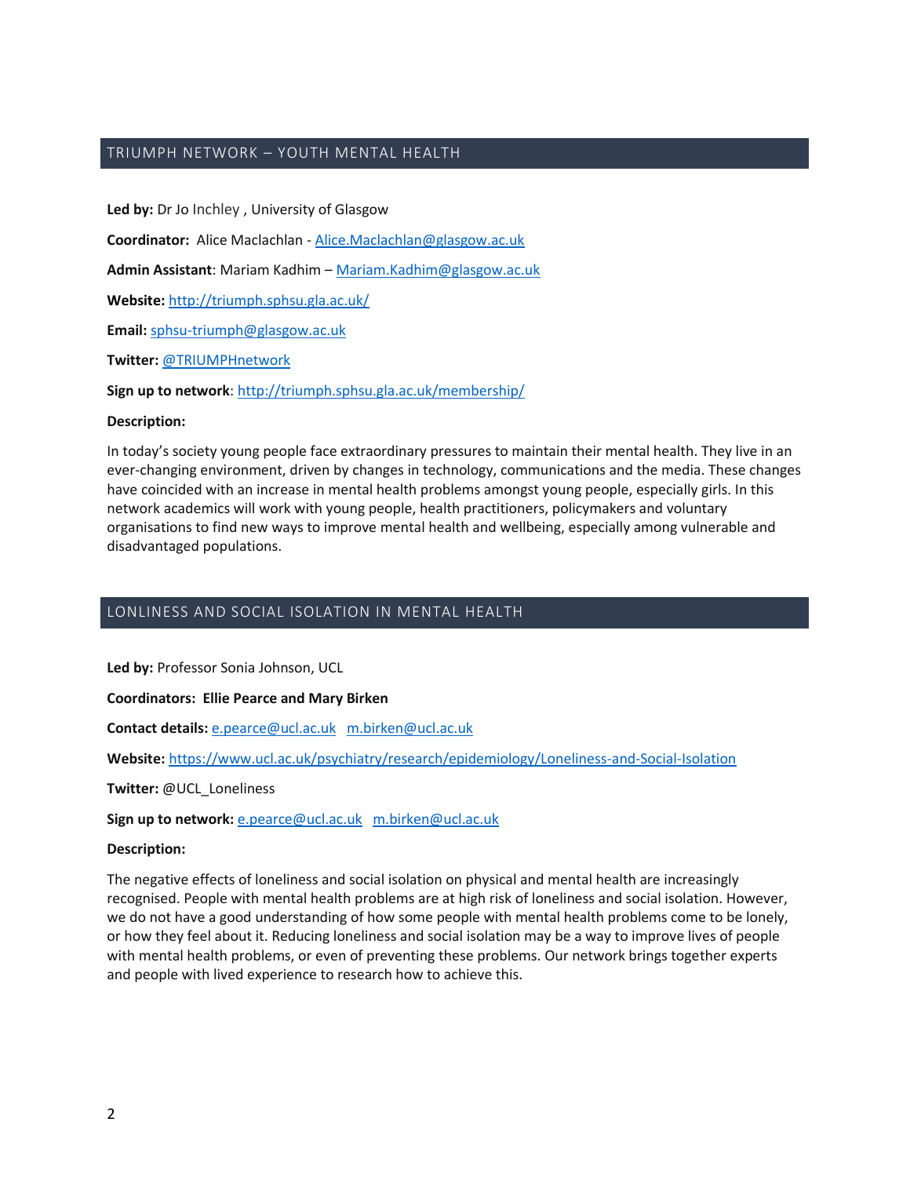## TRIUMPH NETWORK – YOUTH MENTAL HEALTH

**Led by:** Dr Jo Inchley , University of Glasgow

**Coordinator:** Alice Maclachlan - Alice.Maclachlan@glasgow.ac.uk

**Admin Assistant**: Mariam Kadhim – Mariam.Kadhim@glasgow.ac.uk

**Website:** http://triumph.sphsu.gla.ac.uk/

**Email:** sphsu-triumph@glasgow.ac.uk

**Twitter:** @TRIUMPHnetwork

**Sign up to network**: http://triumph.sphsu.gla.ac.uk/membership/

**Description:**

In today's society young people face extraordinary pressures to maintain their mental health. They live in an ever-changing environment, driven by changes in technology, communications and the media. These changes have coincided with an increase in mental health problems amongst young people, especially girls. In this network academics will work with young people, health practitioners, policymakers and voluntary organisations to find new ways to improve mental health and wellbeing, especially among vulnerable and disadvantaged populations.

## LONLINESS AND SOCIAL ISOLATION IN MENTAL HEALTH

**Led by:** Professor Sonia Johnson, UCL

**Coordinators: Ellie Pearce and Mary Birken**

**Contact details:** e.pearce@ucl.ac.uk m.birken@ucl.ac.uk

**Website:** https://www.ucl.ac.uk/psychiatry/research/epidemiology/Loneliness-and-Social-Isolation

**Twitter:** @UCL_Loneliness

**Sign up to network:** e.pearce@ucl.ac.uk m.birken@ucl.ac.uk

**Description:**

The negative effects of loneliness and social isolation on physical and mental health are increasingly recognised. People with mental health problems are at high risk of loneliness and social isolation. However, we do not have a good understanding of how some people with mental health problems come to be lonely, or how they feel about it. Reducing loneliness and social isolation may be a way to improve lives of people with mental health problems, or even of preventing these problems. Our network brings together experts and people with lived experience to research how to achieve this.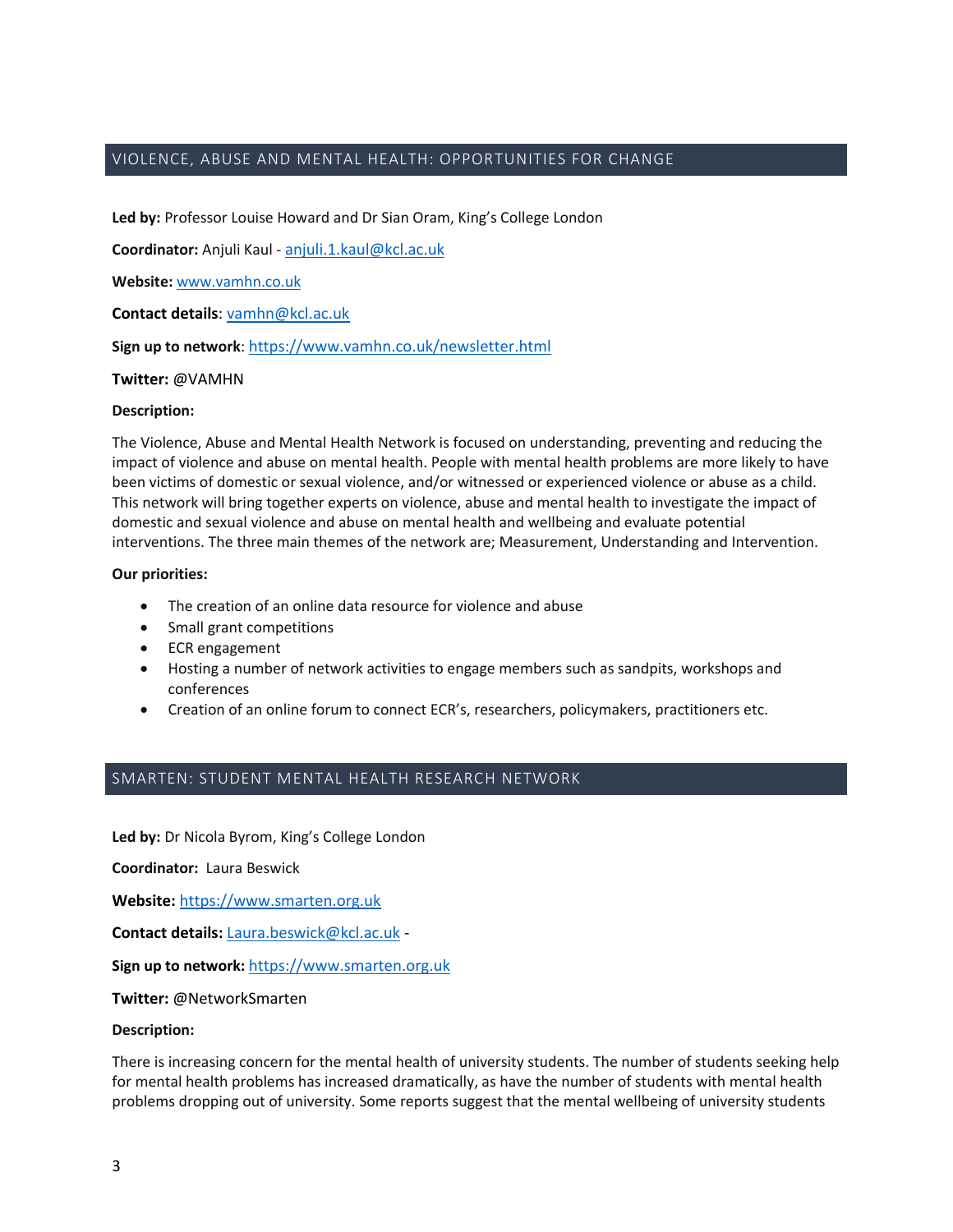## VIOLENCE, ABUSE AND MENTAL HEALTH: OPPORTUNITIES FOR CHANGE

**Led by:** Professor Louise Howard and Dr Sian Oram, King's College London

**Coordinator:** Anjuli Kaul - anjuli.1.kaul@kcl.ac.uk

**Website:** www.vamhn.co.uk

**Contact details**: vamhn@kcl.ac.uk

**Sign up to network**: https://www.vamhn.co.uk/newsletter.html

**Twitter:** @VAMHN

**Description:**

The Violence, Abuse and Mental Health Network is focused on understanding, preventing and reducing the impact of violence and abuse on mental health. People with mental health problems are more likely to have been victims of domestic or sexual violence, and/or witnessed or experienced violence or abuse as a child. This network will bring together experts on violence, abuse and mental health to investigate the impact of domestic and sexual violence and abuse on mental health and wellbeing and evaluate potential interventions. The three main themes of the network are; Measurement, Understanding and Intervention.

**Our priorities:**

- The creation of an online data resource for violence and abuse
- Small grant competitions
- ECR engagement
- Hosting a number of network activities to engage members such as sandpits, workshops and conferences
- Creation of an online forum to connect ECR's, researchers, policymakers, practitioners etc.

## SMARTEN: STUDENT MENTAL HEALTH RESEARCH NETWORK

**Led by:** Dr Nicola Byrom, King's College London

**Coordinator:** Laura Beswick

**Website:** https://www.smarten.org.uk

**Contact details:** Laura.beswick@kcl.ac.uk -

**Sign up to network:** https://www.smarten.org.uk

**Twitter:** @NetworkSmarten

**Description:**

There is increasing concern for the mental health of university students. The number of students seeking help for mental health problems has increased dramatically, as have the number of students with mental health problems dropping out of university. Some reports suggest that the mental wellbeing of university students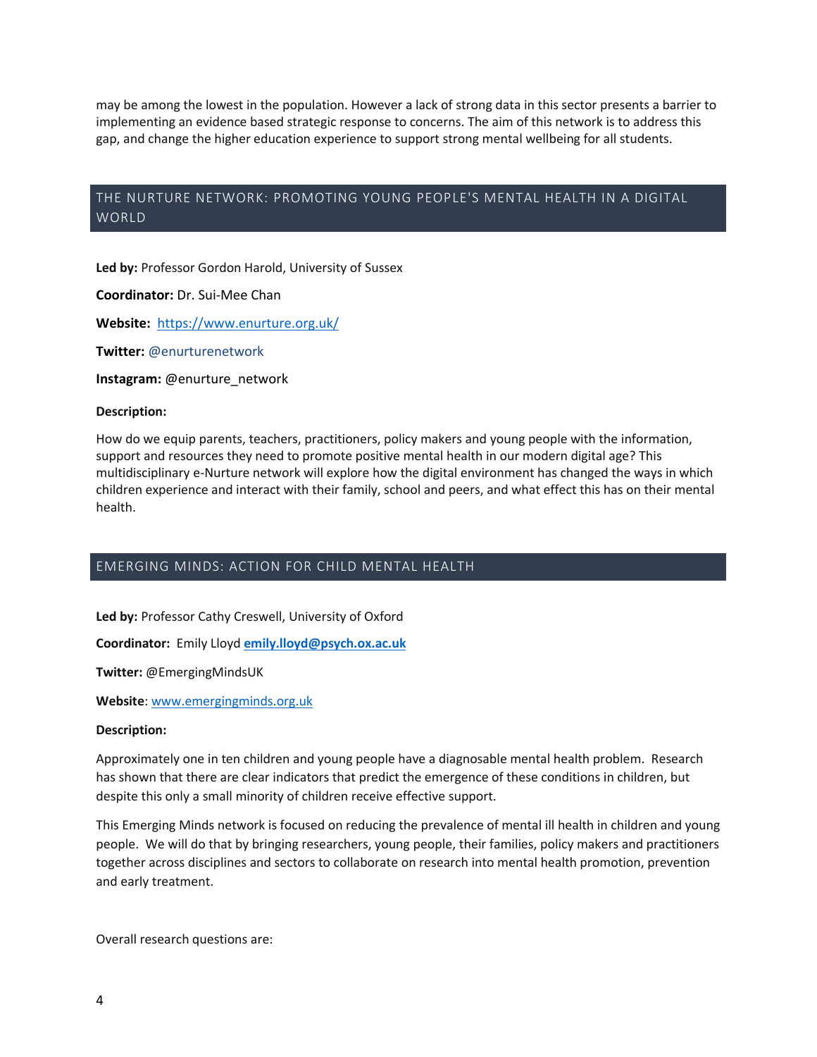may be among the lowest in the population. However a lack of strong data in this sector presents a barrier to implementing an evidence based strategic response to concerns. The aim of this network is to address this gap, and change the higher education experience to support strong mental wellbeing for all students.

## THE NURTURE NETWORK: PROMOTING YOUNG PEOPLE'S MENTAL HEALTH IN A DIGITAL WORLD

**Led by:** Professor Gordon Harold, University of Sussex

**Coordinator:** Dr. Sui-Mee Chan

**Website:** https://www.enurture.org.uk/

**Twitter:** @enurturenetwork

**Instagram:** @enurture_network

**Description:**

How do we equip parents, teachers, practitioners, policy makers and young people with the information, support and resources they need to promote positive mental health in our modern digital age? This multidisciplinary e-Nurture network will explore how the digital environment has changed the ways in which children experience and interact with their family, school and peers, and what effect this has on their mental health.

## EMERGING MINDS: ACTION FOR CHILD MENTAL HEALTH

**Led by:** Professor Cathy Creswell, University of Oxford

**Coordinator:** Emily Lloyd **emily.lloyd@psych.ox.ac.uk**

**Twitter:** @EmergingMindsUK

**Website**: www.emergingminds.org.uk

**Description:**

Approximately one in ten children and young people have a diagnosable mental health problem. Research has shown that there are clear indicators that predict the emergence of these conditions in children, but despite this only a small minority of children receive effective support.

This Emerging Minds network is focused on reducing the prevalence of mental ill health in children and young people. We will do that by bringing researchers, young people, their families, policy makers and practitioners together across disciplines and sectors to collaborate on research into mental health promotion, prevention and early treatment.

Overall research questions are: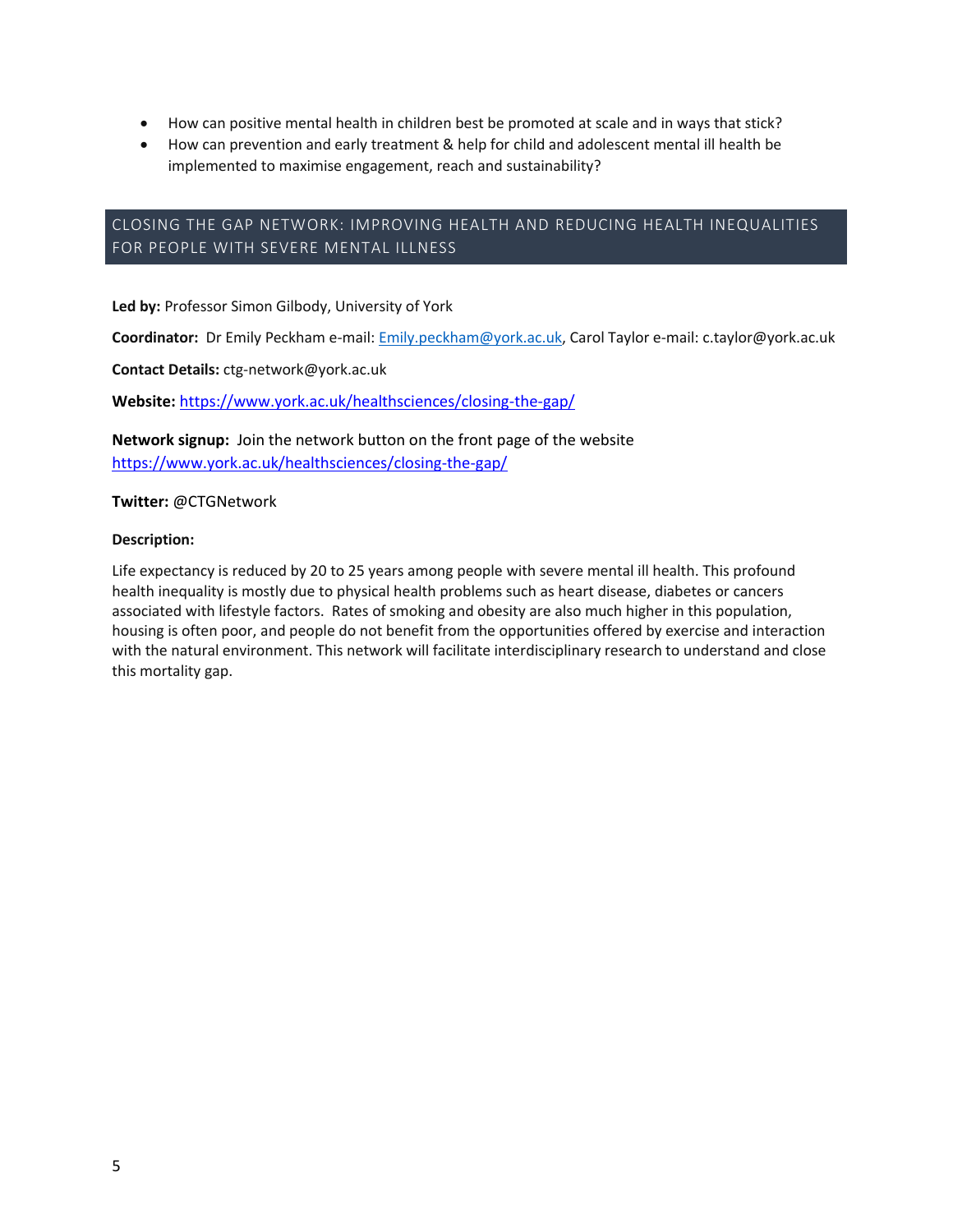- How can positive mental health in children best be promoted at scale and in ways that stick?
- How can prevention and early treatment & help for child and adolescent mental ill health be implemented to maximise engagement, reach and sustainability?

## CLOSING THE GAP NETWORK: IMPROVING HEALTH AND REDUCING HEALTH INEQUALITIES FOR PEOPLE WITH SEVERE MENTAL ILLNESS

**Led by:** Professor Simon Gilbody, University of York

**Coordinator:** Dr Emily Peckham e-mail: Emily.peckham@york.ac.uk, Carol Taylor e-mail: c.taylor@york.ac.uk

**Contact Details:** ctg-network@york.ac.uk

**Website:** https://www.york.ac.uk/healthsciences/closing-the-gap/

**Network signup:** Join the network button on the front page of the website https://www.york.ac.uk/healthsciences/closing-the-gap/

**Twitter:** @CTGNetwork

**Description:**

Life expectancy is reduced by 20 to 25 years among people with severe mental ill health. This profound health inequality is mostly due to physical health problems such as heart disease, diabetes or cancers associated with lifestyle factors. Rates of smoking and obesity are also much higher in this population, housing is often poor, and people do not benefit from the opportunities offered by exercise and interaction with the natural environment. This network will facilitate interdisciplinary research to understand and close this mortality gap.